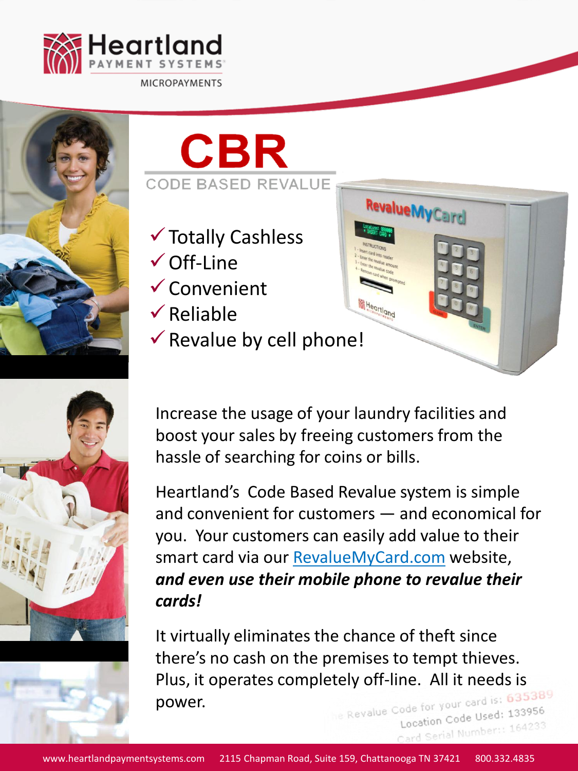Heartland PAYMENT SYSTEMS
MICROPAYMENTS

# CBR

## CODE BASED REVALUE

- ✓ Totally Cashless
- ✓ Off-Line
- ✓ Convenient
- ✓ Reliable
- ✓ Revalue by cell phone!

Increase the usage of your laundry facilities and boost your sales by freeing customers from the hassle of searching for coins or bills.

Heartland's Code Based Revalue system is simple and convenient for customers — and economical for you. Your customers can easily add value to their smart card via our RevalueMyCard.com website, ***and even use their mobile phone to revalue their cards!***

It virtually eliminates the chance of theft since there's no cash on the premises to tempt thieves. Plus, it operates completely off-line. All it needs is power.

www.heartlandpaymentsystems.com 2115 Chapman Road, Suite 159, Chattanooga TN 37421 800.332.4835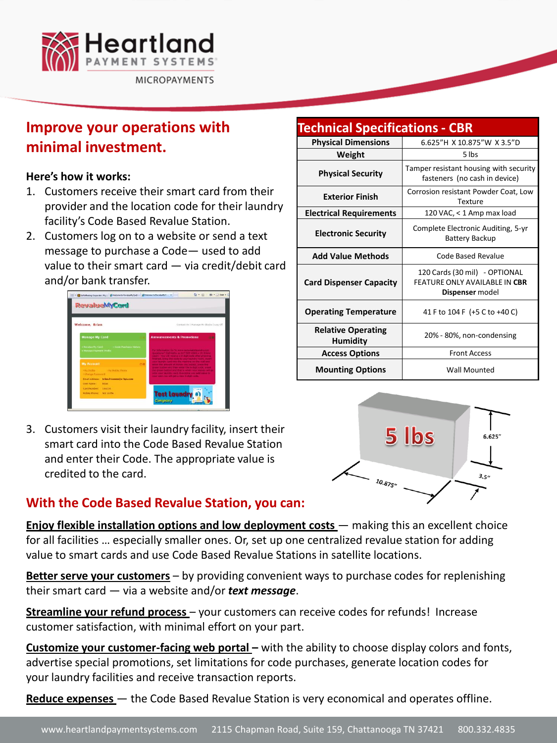Heartland PAYMENT SYSTEMS

MICROPAYMENTS

## Improve your operations with minimal investment.

**Here's how it works:**

1. Customers receive their smart card from their provider and the location code for their laundry facility's Code Based Revalue Station.
2. Customers log on to a website or send a text message to purchase a Code— used to add value to their smart card — via credit/debit card and/or bank transfer.
3. Customers visit their laundry facility, insert their smart card into the Code Based Revalue Station and enter their Code. The appropriate value is credited to the card.

## Technical Specifications - CBR

| | |
|---|---|
| **Physical Dimensions** | 6.625"H X 10.875"W X 3.5"D |
| **Weight** | 5 lbs |
| **Physical Security** | Tamper resistant housing with security fasteners (no cash in device) |
| **Exterior Finish** | Corrosion resistant Powder Coat, Low Texture |
| **Electrical Requirements** | 120 VAC, < 1 Amp max load |
| **Electronic Security** | Complete Electronic Auditing, 5-yr Battery Backup |
| **Add Value Methods** | Code Based Revalue |
| **Card Dispenser Capacity** | 120 Cards (30 mil) - OPTIONAL FEATURE ONLY AVAILABLE IN **CBR Dispenser** model |
| **Operating Temperature** | 41 F to 104 F (+5 C to +40 C) |
| **Relative Operating Humidity** | 20% - 80%, non-condensing |
| **Access Options** | Front Access |
| **Mounting Options** | Wall Mounted |

5 lbs

6.625"

3.5"

10.875"

## With the Code Based Revalue Station, you can:

**Enjoy flexible installation options and low deployment costs** — making this an excellent choice for all facilities … especially smaller ones. Or, set up one centralized revalue station for adding value to smart cards and use Code Based Revalue Stations in satellite locations.

**Better serve your customers** – by providing convenient ways to purchase codes for replenishing their smart card — via a website and/or ***text message***.

**Streamline your refund process** – your customers can receive codes for refunds! Increase customer satisfaction, with minimal effort on your part.

**Customize your customer-facing web portal** – with the ability to choose display colors and fonts, advertise special promotions, set limitations for code purchases, generate location codes for your laundry facilities and receive transaction reports.

**Reduce expenses** — the Code Based Revalue Station is very economical and operates offline.

www.heartlandpaymentsystems.com 2115 Chapman Road, Suite 159, Chattanooga TN 37421 800.332.4835